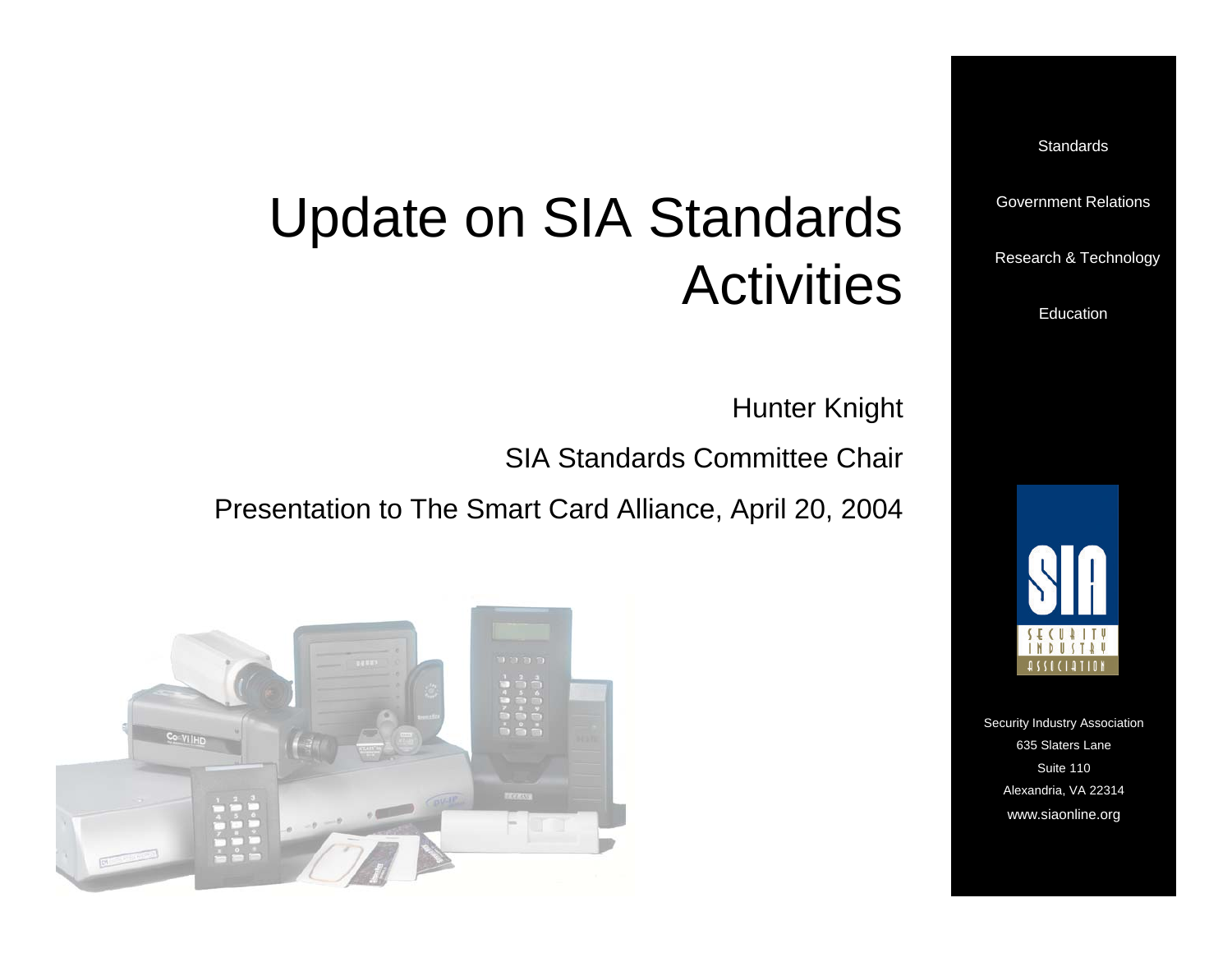# Update on SIA Standards Activities

Hunter Knight

SIA Standards Committee Chair

Presentation to The Smart Card Alliance, April 20, 2004

Standards

Government Relations

Research & Technology

Education

SIA
SECURITY INDUSTRY ASSOCIATION

Security Industry Association
635 Slaters Lane
Suite 110
Alexandria, VA 22314
www.siaonline.org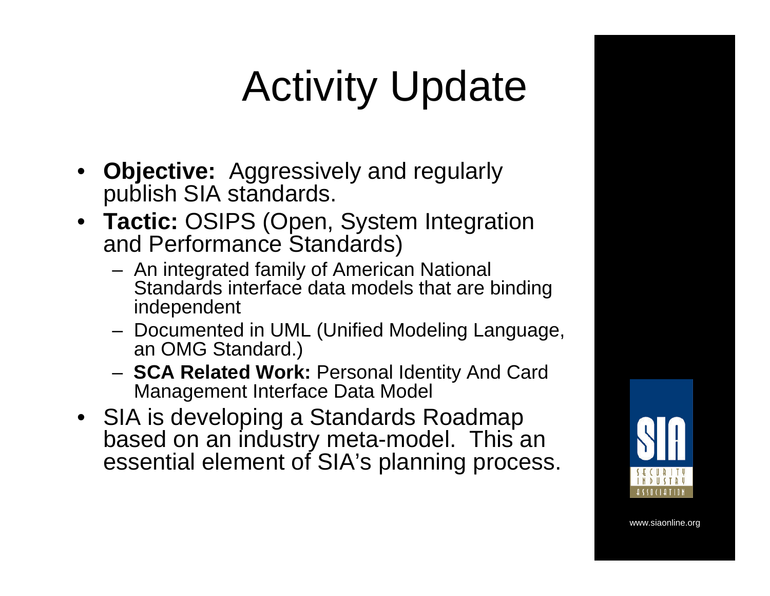# Activity Update

- **Objective:** Aggressively and regularly publish SIA standards.
- **Tactic:** OSIPS (Open, System Integration and Performance Standards)
  - An integrated family of American National Standards interface data models that are binding independent
  - Documented in UML (Unified Modeling Language, an OMG Standard.)
  - **SCA Related Work:** Personal Identity And Card Management Interface Data Model
- SIA is developing a Standards Roadmap based on an industry meta-model. This an essential element of SIA's planning process.

SIA
SECURITY INDUSTRY ASSOCIATION

www.siaonline.org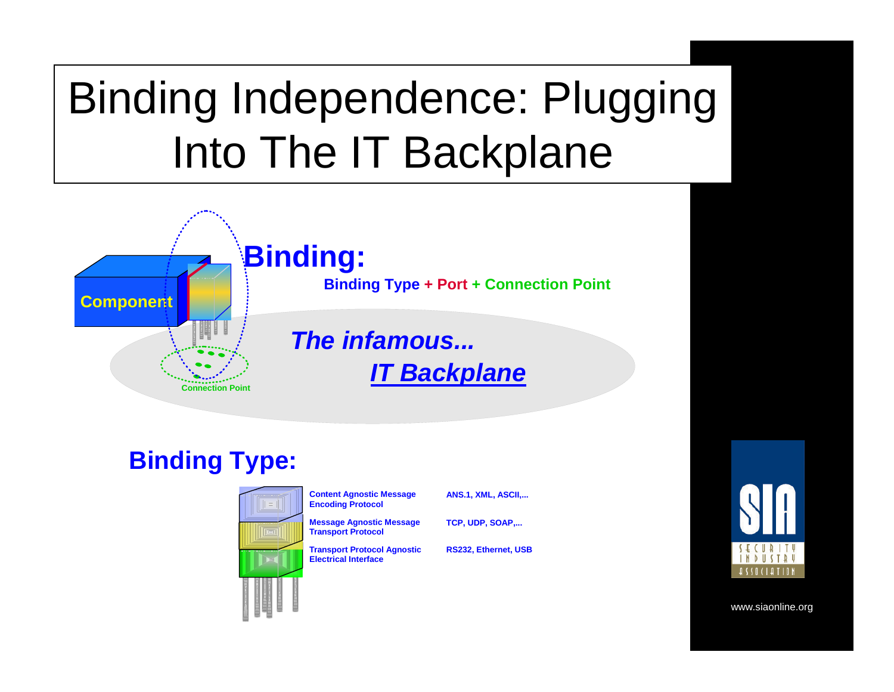# Binding Independence: Plugging Into The IT Backplane

Component

Connection Point

## Binding:

**Binding Type + Port + Connection Point**

***The infamous...***

***IT Backplane***

## Binding Type:

| | |
|---|---|
| **Content Agnostic Message Encoding Protocol** | **ANS.1, XML, ASCII,...** |
| **Message Agnostic Message Transport Protocol** | **TCP, UDP, SOAP,...** |
| **Transport Protocol Agnostic Electrical Interface** | **RS232, Ethernet, USB** |

SIA SECURITY INDUSTRY ASSOCIATION

www.siaonline.org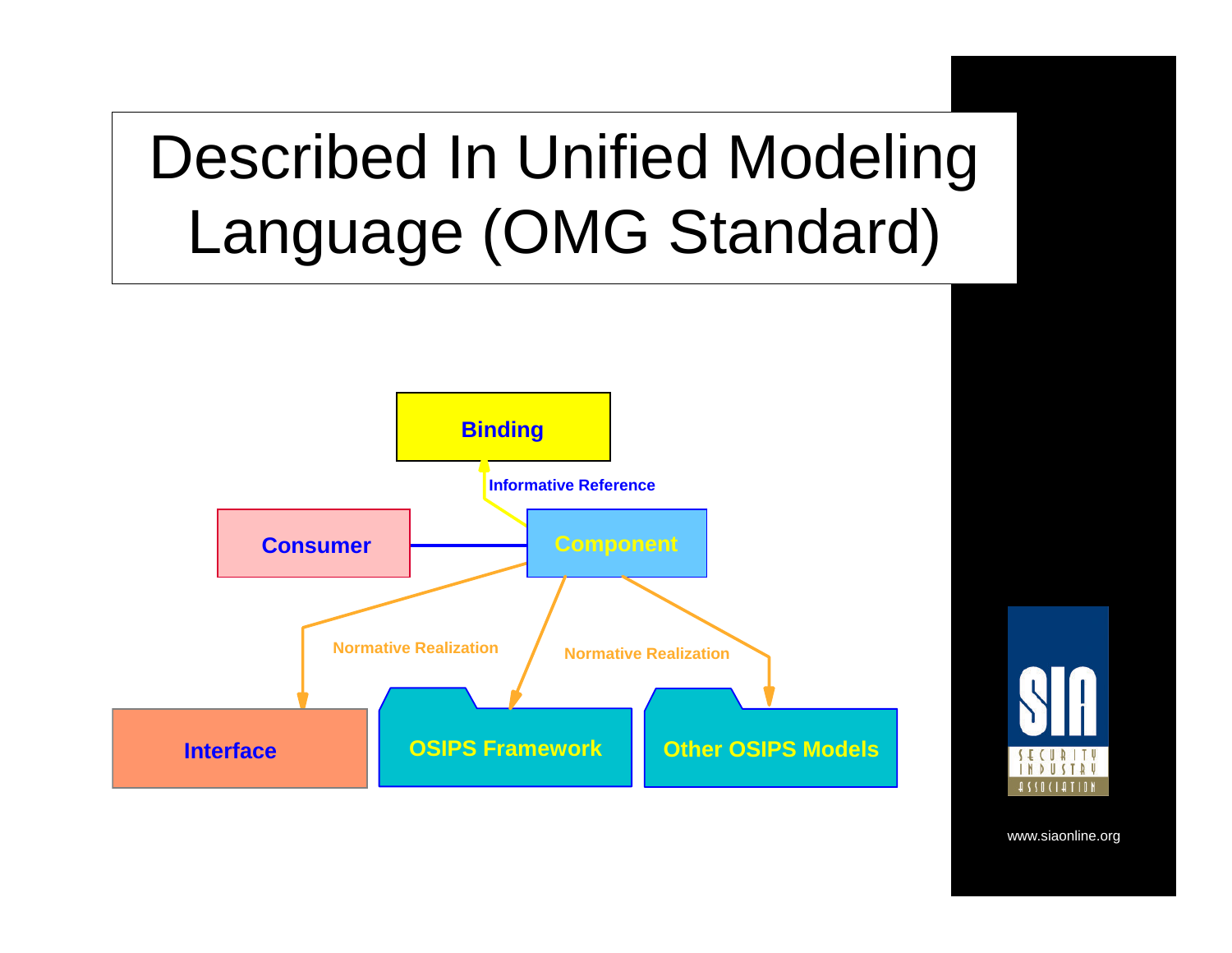# Described In Unified Modeling Language (OMG Standard)

Binding

Informative Reference

Consumer

Component

Normative Realization

Normative Realization

Interface

OSIPS Framework

Other OSIPS Models

www.siaonline.org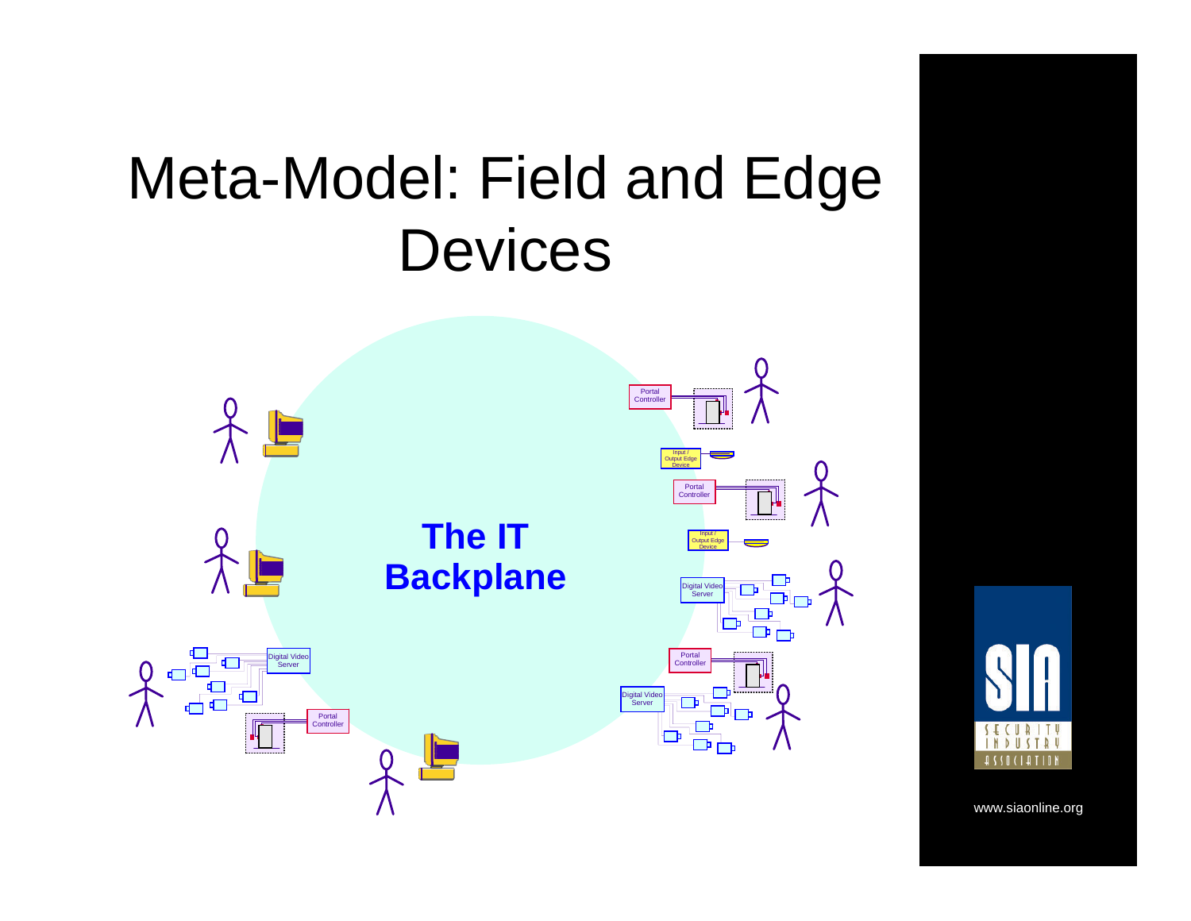# Meta-Model: Field and Edge Devices

**The IT Backplane**

Portal Controller

Input / Output Edge Device

Portal Controller

Input / Output Edge Device

Digital Video Server

Portal Controller

Digital Video Server

Digital Video Server

Portal Controller

www.siaonline.org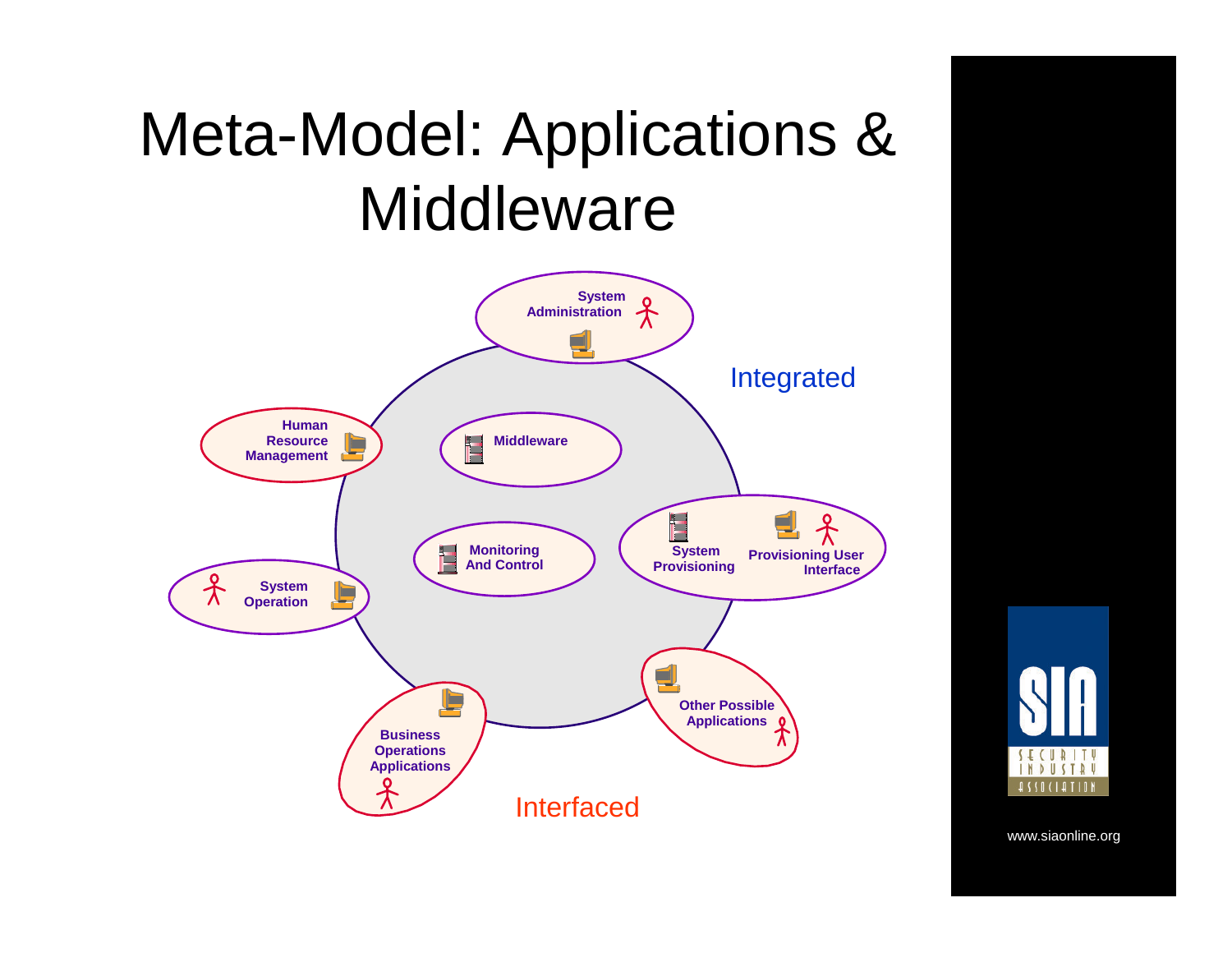# Meta-Model: Applications & Middleware

System Administration

Integrated

Human Resource Management

Middleware

Monitoring And Control

System Provisioning

Provisioning User Interface

System Operation

Other Possible Applications

Business Operations Applications

Interfaced

SIA SECURITY INDUSTRY ASSOCIATION

www.siaonline.org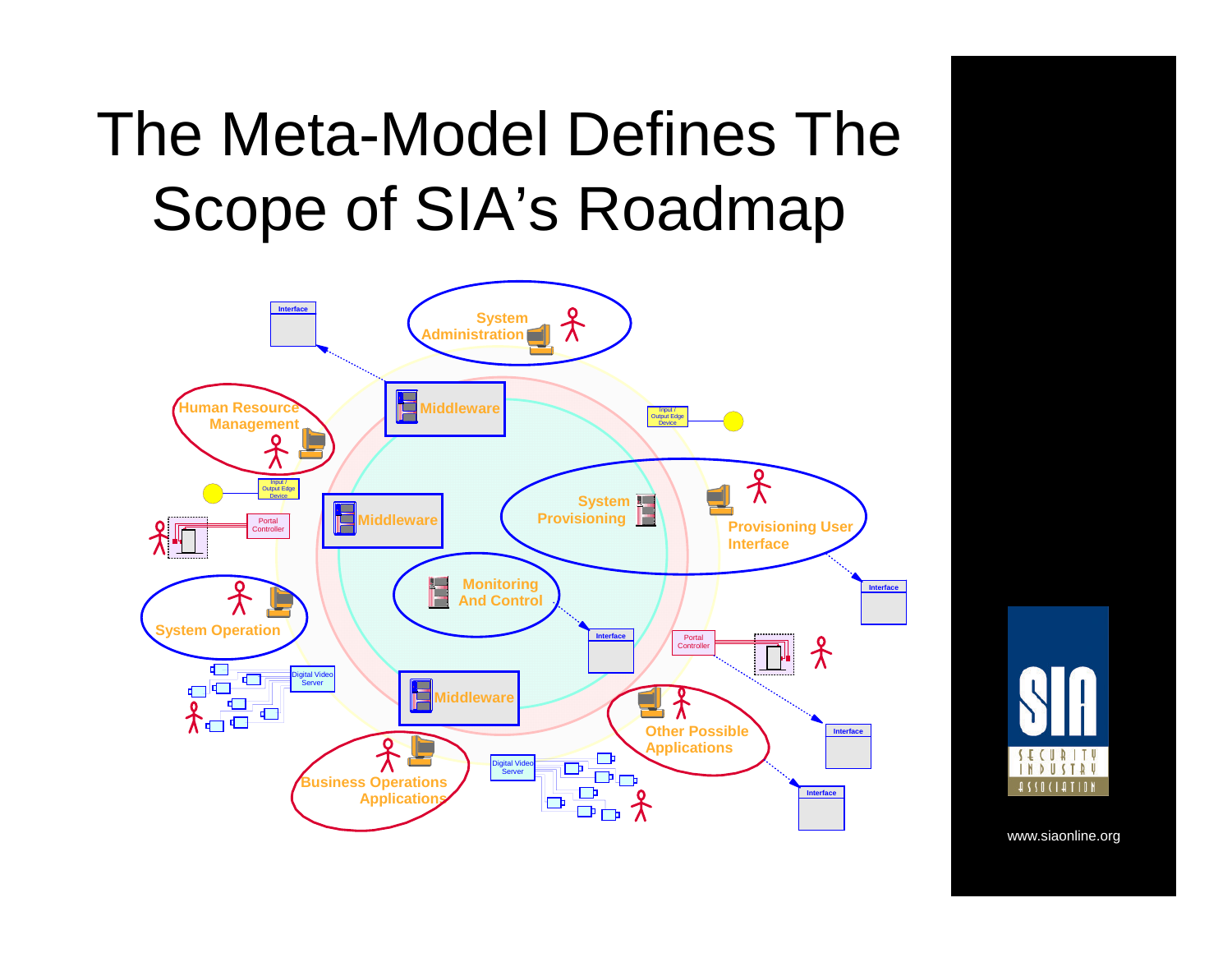# The Meta-Model Defines The Scope of SIA's Roadmap

Interface

System Administration

Human Resource Management

Middleware

Input / Output Edge Device

Input / Output Edge Device

Portal Controller

Middleware

System Provisioning

Provisioning User Interface

Monitoring And Control

System Operation

Interface

Interface

Portal Controller

Digital Video Server

Middleware

Other Possible Applications

Interface

Business Operations Applications

Digital Video Server

Interface

www.siaonline.org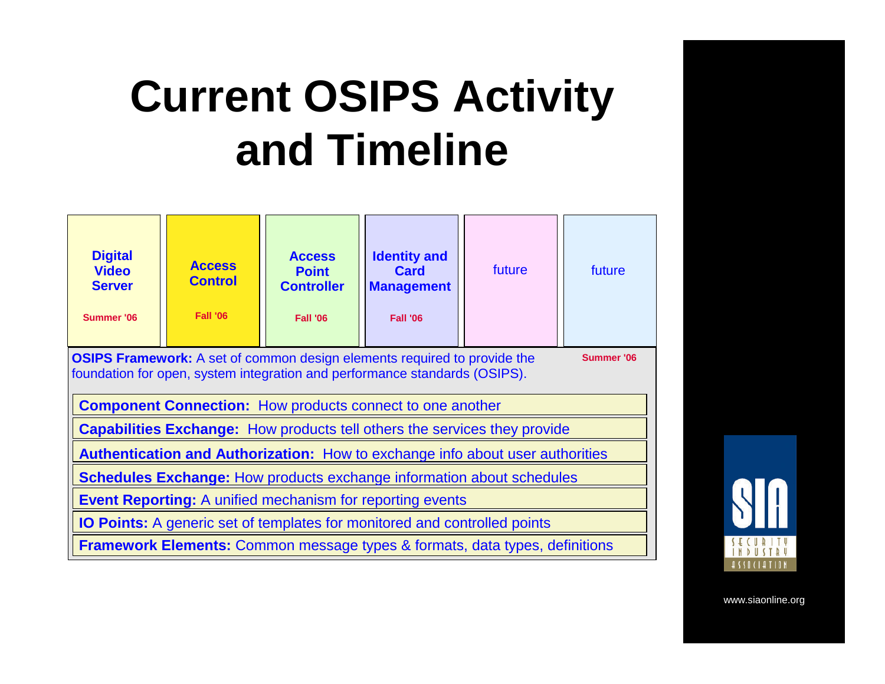# Current OSIPS Activity and Timeline

| Digital Video Server | Access Control | Access Point Controller | Identity and Card Management | future | future |
|---|---|---|---|---|---|
| Summer '06 | Fall '06 | Fall '06 | Fall '06 | | |

**OSIPS Framework:** A set of common design elements required to provide the foundation for open, system integration and performance standards (OSIPS). Summer '06

- **Component Connection:** How products connect to one another
- **Capabilities Exchange:** How products tell others the services they provide
- **Authentication and Authorization:** How to exchange info about user authorities
- **Schedules Exchange:** How products exchange information about schedules
- **Event Reporting:** A unified mechanism for reporting events
- **IO Points:** A generic set of templates for monitored and controlled points
- **Framework Elements:** Common message types & formats, data types, definitions

SIA SECURITY INDUSTRY ASSOCIATION

www.siaonline.org